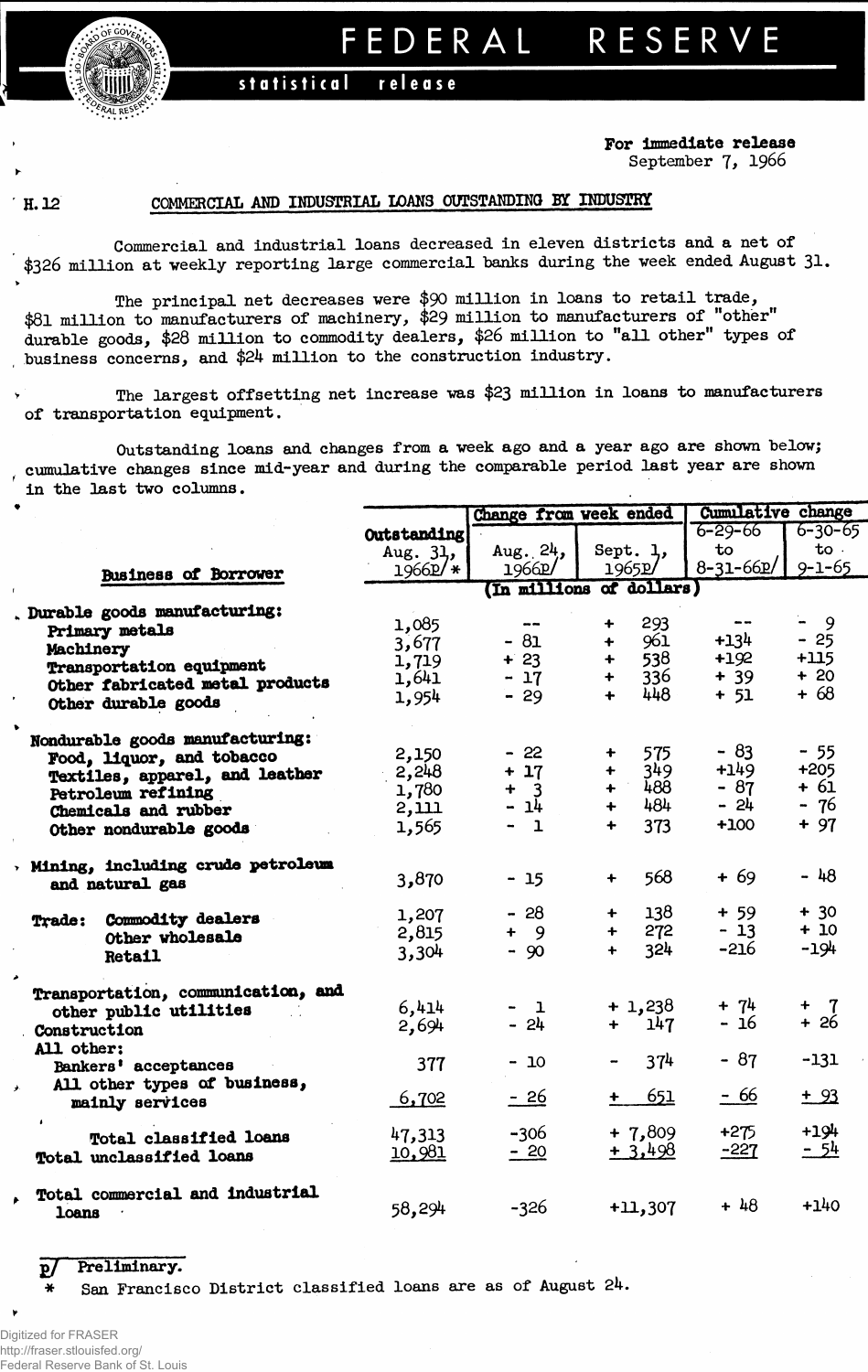# FEDERAL RESERVE

statistical release

For immediate release
September 7, 1966

H.12

## COMMERCIAL AND INDUSTRIAL LOANS OUTSTANDING BY INDUSTRY

Commercial and industrial loans decreased in eleven districts and a net of $326 million at weekly reporting large commercial banks during the week ended August 31.

The principal net decreases were $90 million in loans to retail trade, $81 million to manufacturers of machinery, $29 million to manufacturers of "other" durable goods, $28 million to commodity dealers, $26 million to "all other" types of business concerns, and $24 million to the construction industry.

The largest offsetting net increase was $23 million in loans to manufacturers of transportation equipment.

Outstanding loans and changes from a week ago and a year ago are shown below; cumulative changes since mid-year and during the comparable period last year are shown in the last two columns.

| Business of Borrower | Outstanding Aug. 31, 1966p/ * | Change from week ended Aug. 24, 1966p/ | Change from week ended Sept. 1, 1965p/ | Cumulative change 6-29-66 to 8-31-66p/ | Cumulative change 6-30-65 to 9-1-65 |
|---|---|---|---|---|---|
| | (In millions of dollars) | | | | |
| **Durable goods manufacturing:** | | | | | |
| Primary metals | 1,085 | -- | + 293 | -- | - 9 |
| Machinery | 3,677 | - 81 | + 961 | +134 | - 25 |
| Transportation equipment | 1,719 | + 23 | + 538 | +192 | +115 |
| Other fabricated metal products | 1,641 | - 17 | + 336 | + 39 | + 20 |
| Other durable goods | 1,954 | - 29 | + 448 | + 51 | + 68 |
| **Nondurable goods manufacturing:** | | | | | |
| Food, liquor, and tobacco | 2,150 | - 22 | + 575 | - 83 | - 55 |
| Textiles, apparel, and leather | 2,248 | + 17 | + 349 | +149 | +205 |
| Petroleum refining | 1,780 | + 3 | + 488 | - 87 | + 61 |
| Chemicals and rubber | 2,111 | - 14 | + 484 | - 24 | - 76 |
| Other nondurable goods | 1,565 | - 1 | + 373 | +100 | + 97 |
| **Mining, including crude petroleum and natural gas** | 3,870 | - 15 | + 568 | + 69 | - 48 |
| **Trade:** Commodity dealers | 1,207 | - 28 | + 138 | + 59 | + 30 |
| Other wholesale | 2,815 | + 9 | + 272 | - 13 | + 10 |
| Retail | 3,304 | - 90 | + 324 | -216 | -194 |
| **Transportation, communication, and other public utilities** | 6,414 | - 1 | + 1,238 | + 74 | + 7 |
| **Construction** | 2,694 | - 24 | + 147 | - 16 | + 26 |
| **All other:** | | | | | |
| Bankers' acceptances | 377 | - 10 | - 374 | - 87 | -131 |
| All other types of business, mainly services | 6,702 | - 26 | + 651 | - 66 | + 93 |
| **Total classified loans** | 47,313 | -306 | + 7,809 | +275 | +194 |
| **Total unclassified loans** | 10,981 | - 20 | + 3,498 | -227 | - 54 |
| **Total commercial and industrial loans** | 58,294 | -326 | +11,307 | + 48 | +140 |

p/ Preliminary.
\* San Francisco District classified loans are as of August 24.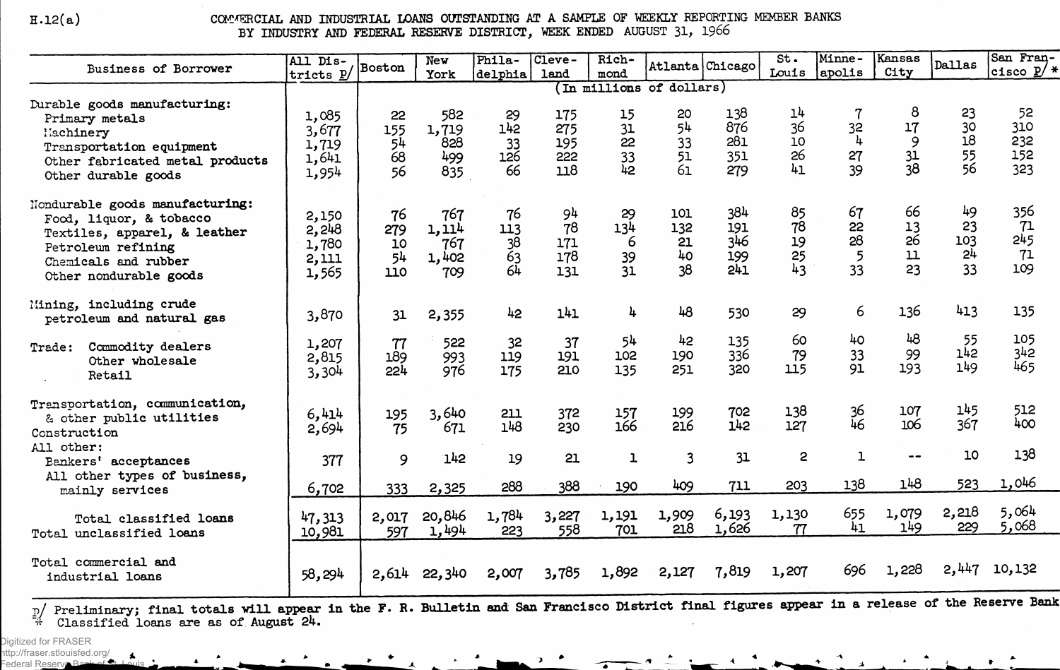H.12(a)

# COMMERCIAL AND INDUSTRIAL LOANS OUTSTANDING AT A SAMPLE OF WEEKLY REPORTING MEMBER BANKS BY INDUSTRY AND FEDERAL RESERVE DISTRICT, WEEK ENDED AUGUST 31, 1966

| Business of Borrower | All Districts p/ | Boston | New York | Philadelphia | Cleveland | Richmond | Atlanta | Chicago | St. Louis | Minneapolis | Kansas City | Dallas | San Francisco p/ * |
|---|---|---|---|---|---|---|---|---|---|---|---|---|---|
| | | (In millions of dollars) | | | | | | | | | | | |
| **Durable goods manufacturing:** | | | | | | | | | | | | | |
| Primary metals | 1,085 | 22 | 582 | 29 | 175 | 15 | 20 | 138 | 14 | 7 | 8 | 23 | 52 |
| Machinery | 3,677 | 155 | 1,719 | 142 | 275 | 31 | 54 | 876 | 36 | 32 | 17 | 30 | 310 |
| Transportation equipment | 1,719 | 54 | 828 | 33 | 195 | 22 | 33 | 281 | 10 | 4 | 9 | 18 | 232 |
| Other fabricated metal products | 1,641 | 68 | 499 | 126 | 222 | 33 | 51 | 351 | 26 | 27 | 31 | 55 | 152 |
| Other durable goods | 1,954 | 56 | 835 | 66 | 118 | 42 | 61 | 279 | 41 | 39 | 38 | 56 | 323 |
| **Nondurable goods manufacturing:** | | | | | | | | | | | | | |
| Food, liquor, & tobacco | 2,150 | 76 | 767 | 76 | 94 | 29 | 101 | 384 | 85 | 67 | 66 | 49 | 356 |
| Textiles, apparel, & leather | 2,248 | 279 | 1,114 | 113 | 78 | 134 | 132 | 191 | 78 | 22 | 13 | 23 | 71 |
| Petroleum refining | 1,780 | 10 | 767 | 38 | 171 | 6 | 21 | 346 | 19 | 28 | 26 | 103 | 245 |
| Chemicals and rubber | 2,111 | 54 | 1,402 | 63 | 178 | 39 | 40 | 199 | 25 | 5 | 11 | 24 | 71 |
| Other nondurable goods | 1,565 | 110 | 709 | 64 | 131 | 31 | 38 | 241 | 43 | 33 | 23 | 33 | 109 |
| Mining, including crude petroleum and natural gas | 3,870 | 31 | 2,355 | 42 | 141 | 4 | 48 | 530 | 29 | 6 | 136 | 413 | 135 |
| Trade: Commodity dealers | 1,207 | 77 | 522 | 32 | 37 | 54 | 42 | 135 | 60 | 40 | 48 | 55 | 105 |
| Other wholesale | 2,815 | 189 | 993 | 119 | 191 | 102 | 190 | 336 | 79 | 33 | 99 | 142 | 342 |
| Retail | 3,304 | 224 | 976 | 175 | 210 | 135 | 251 | 320 | 115 | 91 | 193 | 149 | 465 |
| Transportation, communication, & other public utilities | 6,414 | 195 | 3,640 | 211 | 372 | 157 | 199 | 702 | 138 | 36 | 107 | 145 | 512 |
| Construction | 2,694 | 75 | 671 | 148 | 230 | 166 | 216 | 142 | 127 | 46 | 106 | 367 | 400 |
| All other: | | | | | | | | | | | | | |
| Bankers' acceptances | 377 | 9 | 142 | 19 | 21 | 1 | 3 | 31 | 2 | 1 | -- | 10 | 138 |
| All other types of business, mainly services | 6,702 | 333 | 2,325 | 288 | 388 | 190 | 409 | 711 | 203 | 138 | 148 | 523 | 1,046 |
| Total classified loans | 47,313 | 2,017 | 20,846 | 1,784 | 3,227 | 1,191 | 1,909 | 6,193 | 1,130 | 655 | 1,079 | 2,218 | 5,064 |
| Total unclassified loans | 10,981 | 597 | 1,494 | 223 | 558 | 701 | 218 | 1,626 | 77 | 41 | 149 | 229 | 5,068 |
| Total commercial and industrial loans | 58,294 | 2,614 | 22,340 | 2,007 | 3,785 | 1,892 | 2,127 | 7,819 | 1,207 | 696 | 1,228 | 2,447 | 10,132 |

p/ Preliminary; final totals will appear in the F. R. Bulletin and San Francisco District final figures appear in a release of the Reserve Bank.
\* Classified loans are as of August 24.